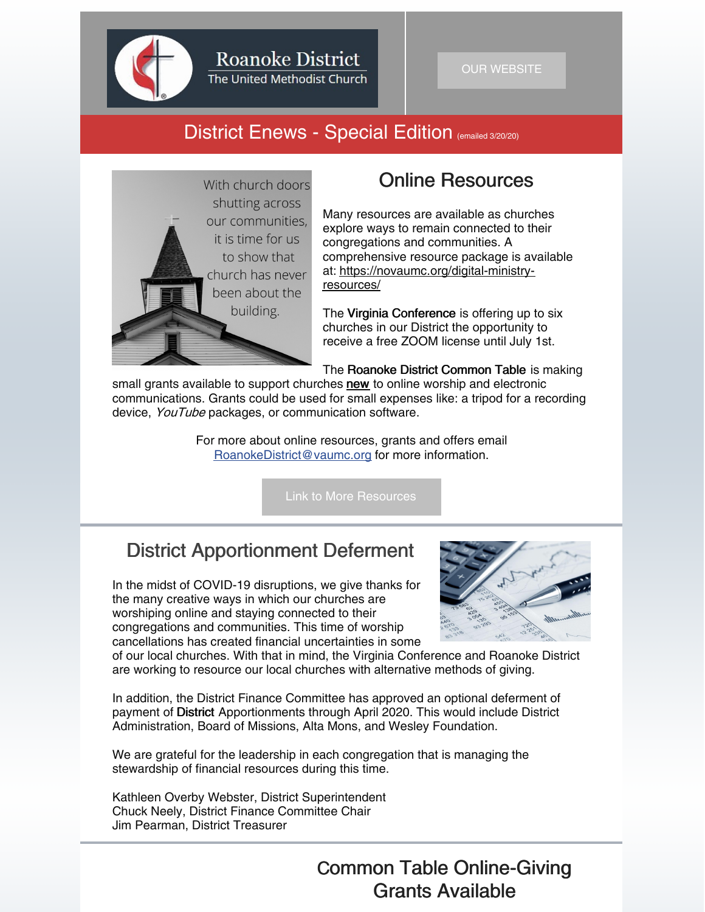Roanoke District
The United Methodist Church

OUR WEBSITE

# District Enews - Special Edition (emailed 3/20/20)

With church doors shutting across our communities, it is time for us to show that church has never been about the building.

## Online Resources

Many resources are available as churches explore ways to remain connected to their congregations and communities. A comprehensive resource package is available at: https://novaumc.org/digital-ministry-resources/

The **Virginia Conference** is offering up to six churches in our District the opportunity to receive a free ZOOM license until July 1st.

The **Roanoke District Common Table** is making small grants available to support churches **new** to online worship and electronic communications. Grants could be used for small expenses like: a tripod for a recording device, *YouTube* packages, or communication software.

For more about online resources, grants and offers email RoanokeDistrict@vaumc.org for more information.

Link to More Resources

## District Apportionment Deferment

In the midst of COVID-19 disruptions, we give thanks for the many creative ways in which our churches are worshiping online and staying connected to their congregations and communities. This time of worship cancellations has created financial uncertainties in some of our local churches. With that in mind, the Virginia Conference and Roanoke District are working to resource our local churches with alternative methods of giving.

In addition, the District Finance Committee has approved an optional deferment of payment of **District** Apportionments through April 2020. This would include District Administration, Board of Missions, Alta Mons, and Wesley Foundation.

We are grateful for the leadership in each congregation that is managing the stewardship of financial resources during this time.

Kathleen Overby Webster, District Superintendent
Chuck Neely, District Finance Committee Chair
Jim Pearman, District Treasurer

## Common Table Online-Giving Grants Available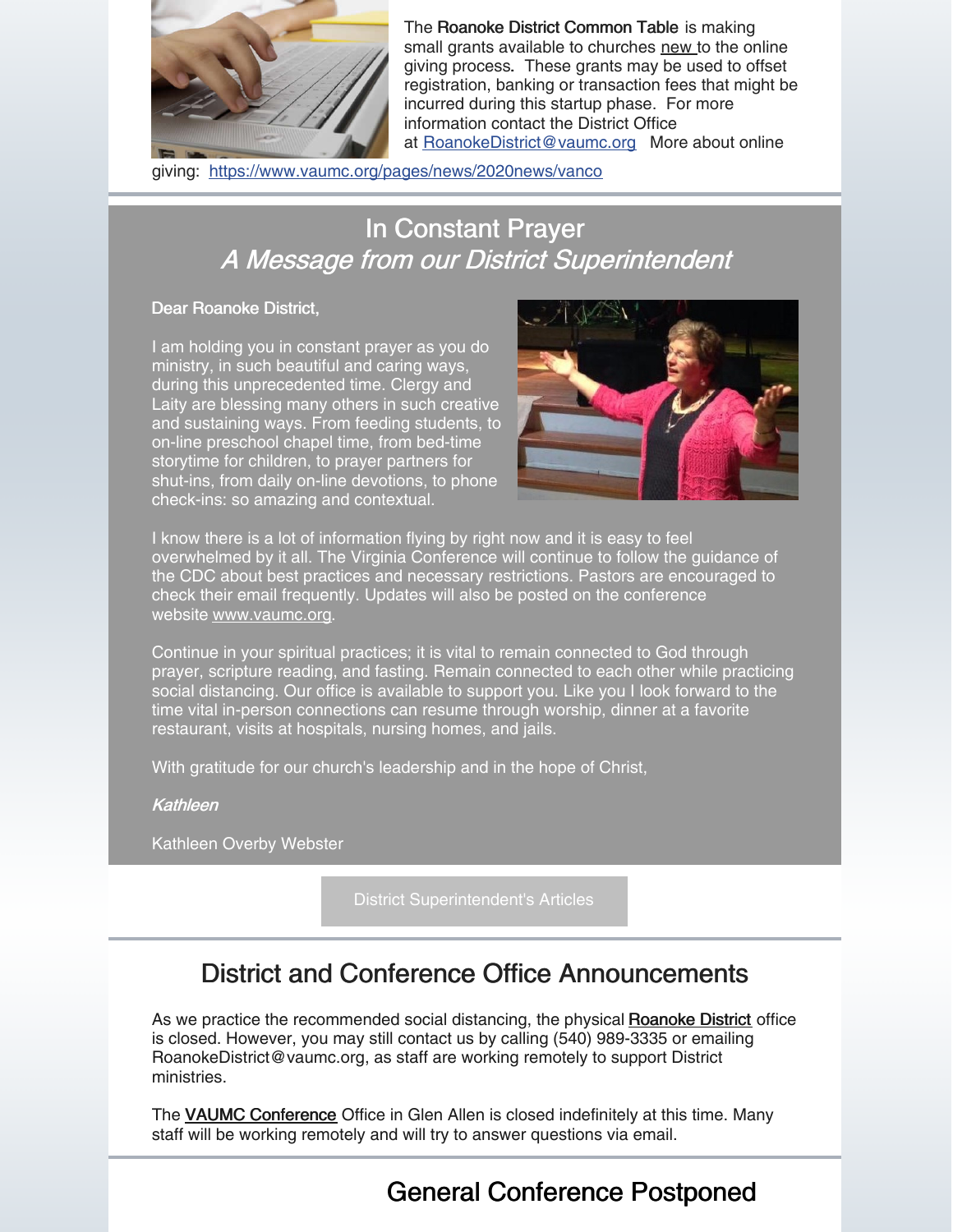The **Roanoke District Common Table** is making small grants available to churches new to the online giving process. These grants may be used to offset registration, banking or transaction fees that might be incurred during this startup phase. For more information contact the District Office at RoanokeDistrict@vaumc.org More about online giving: https://www.vaumc.org/pages/news/2020news/vanco

# In Constant Prayer

## *A Message from our District Superintendent*

**Dear Roanoke District,**

I am holding you in constant prayer as you do ministry, in such beautiful and caring ways, during this unprecedented time. Clergy and Laity are blessing many others in such creative and sustaining ways. From feeding students, to on-line preschool chapel time, from bed-time storytime for children, to prayer partners for shut-ins, from daily on-line devotions, to phone check-ins: so amazing and contextual.

I know there is a lot of information flying by right now and it is easy to feel overwhelmed by it all. The Virginia Conference will continue to follow the guidance of the CDC about best practices and necessary restrictions. Pastors are encouraged to check their email frequently. Updates will also be posted on the conference website www.vaumc.org.

Continue in your spiritual practices; it is vital to remain connected to God through prayer, scripture reading, and fasting. Remain connected to each other while practicing social distancing. Our office is available to support you. Like you I look forward to the time vital in-person connections can resume through worship, dinner at a favorite restaurant, visits at hospitals, nursing homes, and jails.

With gratitude for our church's leadership and in the hope of Christ,

***Kathleen***

Kathleen Overby Webster

District Superintendent's Articles

# District and Conference Office Announcements

As we practice the recommended social distancing, the physical **Roanoke District** office is closed. However, you may still contact us by calling (540) 989-3335 or emailing RoanokeDistrict@vaumc.org, as staff are working remotely to support District ministries.

The **VAUMC Conference** Office in Glen Allen is closed indefinitely at this time. Many staff will be working remotely and will try to answer questions via email.

# General Conference Postponed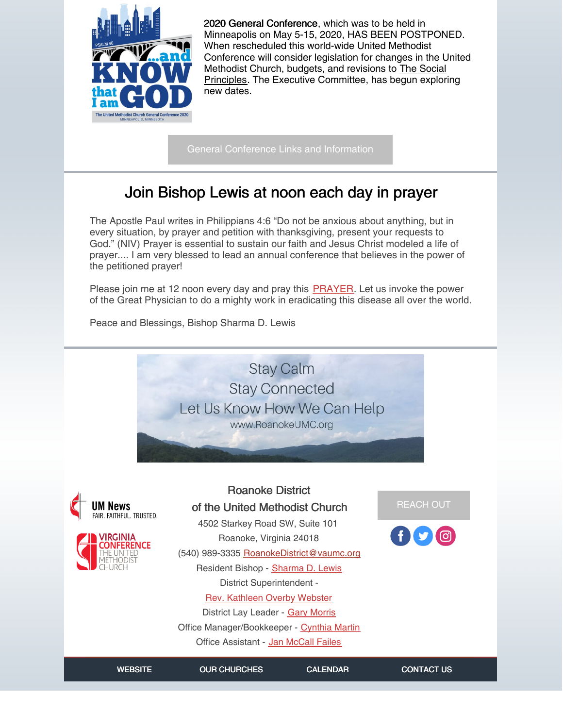2020 General Conference, which was to be held in Minneapolis on May 5-15, 2020, HAS BEEN POSTPONED. When rescheduled this world-wide United Methodist Conference will consider legislation for changes in the United Methodist Church, budgets, and revisions to The Social Principles. The Executive Committee, has begun exploring new dates.

General Conference Links and Information

## Join Bishop Lewis at noon each day in prayer

The Apostle Paul writes in Philippians 4:6 “Do not be anxious about anything, but in every situation, by prayer and petition with thanksgiving, present your requests to God.” (NIV) Prayer is essential to sustain our faith and Jesus Christ modeled a life of prayer.... I am very blessed to lead an annual conference that believes in the power of the petitioned prayer!

Please join me at 12 noon every day and pray this PRAYER. Let us invoke the power of the Great Physician to do a mighty work in eradicating this disease all over the world.

Peace and Blessings, Bishop Sharma D. Lewis

Stay Calm
Stay Connected
Let Us Know How We Can Help
www.RoanokeUMC.org

Roanoke District
of the United Methodist Church
4502 Starkey Road SW, Suite 101
Roanoke, Virginia 24018
(540) 989-3335 RoanokeDistrict@vaumc.org
Resident Bishop - Sharma D. Lewis
District Superintendent -
Rev. Kathleen Overby Webster
District Lay Leader - Gary Morris
Office Manager/Bookkeeper - Cynthia Martin
Office Assistant - Jan McCall Failes

REACH OUT

WEBSITE | OUR CHURCHES | CALENDAR | CONTACT US